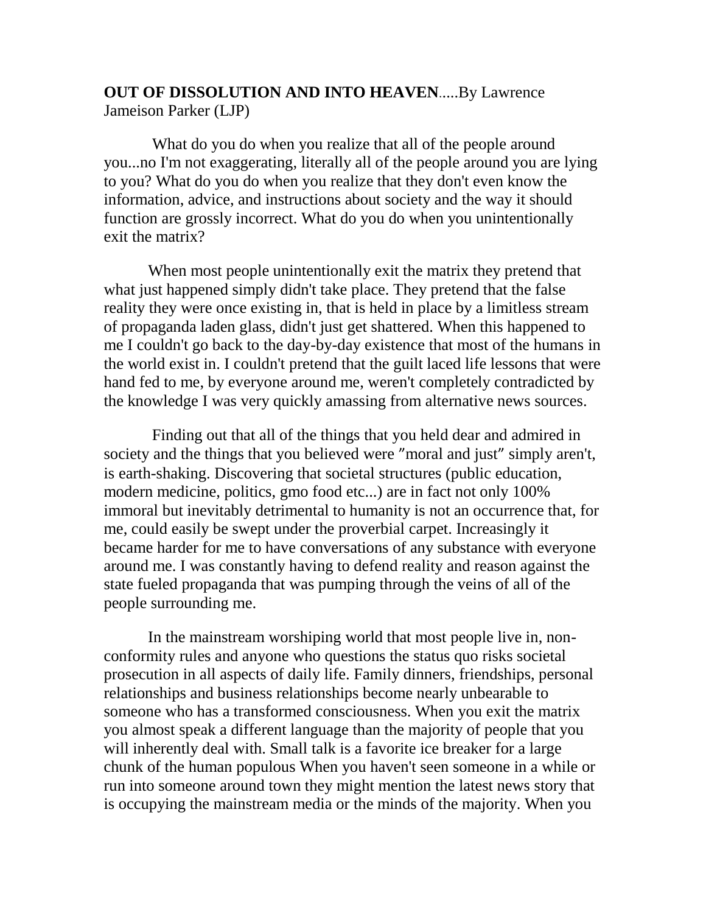**OUT OF DISSOLUTION AND INTO HEAVEN**.....By Lawrence Jameison Parker (LJP)

What do you do when you realize that all of the people around you...no I'm not exaggerating, literally all of the people around you are lying to you? What do you do when you realize that they don't even know the information, advice, and instructions about society and the way it should function are grossly incorrect. What do you do when you unintentionally exit the matrix?

When most people unintentionally exit the matrix they pretend that what just happened simply didn't take place. They pretend that the false reality they were once existing in, that is held in place by a limitless stream of propaganda laden glass, didn't just get shattered. When this happened to me I couldn't go back to the day-by-day existence that most of the humans in the world exist in. I couldn't pretend that the guilt laced life lessons that were hand fed to me, by everyone around me, weren't completely contradicted by the knowledge I was very quickly amassing from alternative news sources.

Finding out that all of the things that you held dear and admired in society and the things that you believed were ″moral and just″ simply aren't, is earth-shaking. Discovering that societal structures (public education, modern medicine, politics, gmo food etc...) are in fact not only 100% immoral but inevitably detrimental to humanity is not an occurrence that, for me, could easily be swept under the proverbial carpet. Increasingly it became harder for me to have conversations of any substance with everyone around me. I was constantly having to defend reality and reason against the state fueled propaganda that was pumping through the veins of all of the people surrounding me.

In the mainstream worshiping world that most people live in, non-conformity rules and anyone who questions the status quo risks societal prosecution in all aspects of daily life. Family dinners, friendships, personal relationships and business relationships become nearly unbearable to someone who has a transformed consciousness. When you exit the matrix you almost speak a different language than the majority of people that you will inherently deal with. Small talk is a favorite ice breaker for a large chunk of the human populous When you haven't seen someone in a while or run into someone around town they might mention the latest news story that is occupying the mainstream media or the minds of the majority. When you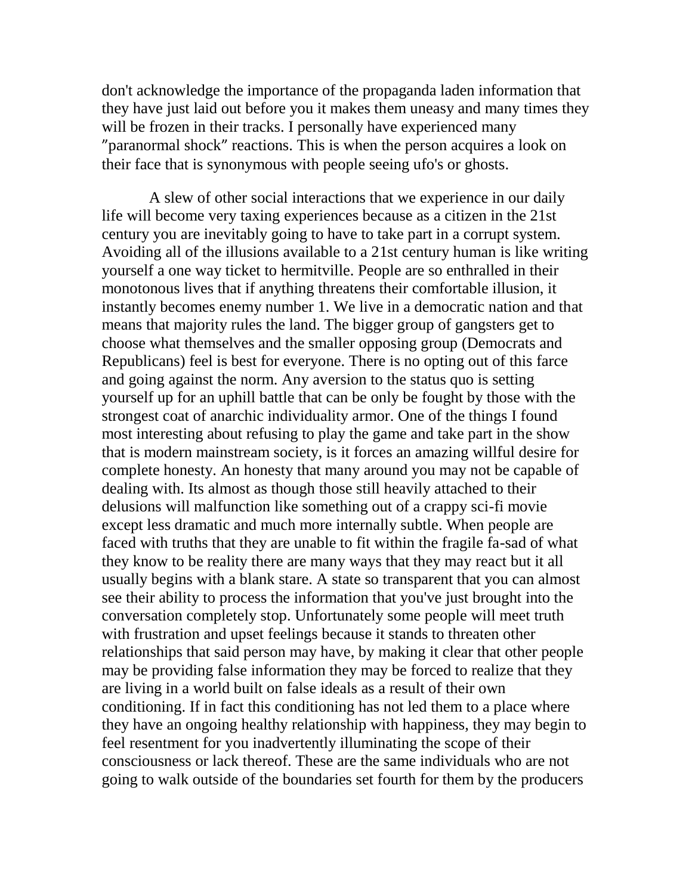don't acknowledge the importance of the propaganda laden information that they have just laid out before you it makes them uneasy and many times they will be frozen in their tracks. I personally have experienced many ″paranormal shock″ reactions. This is when the person acquires a look on their face that is synonymous with people seeing ufo's or ghosts.

A slew of other social interactions that we experience in our daily life will become very taxing experiences because as a citizen in the 21st century you are inevitably going to have to take part in a corrupt system. Avoiding all of the illusions available to a 21st century human is like writing yourself a one way ticket to hermitville. People are so enthralled in their monotonous lives that if anything threatens their comfortable illusion, it instantly becomes enemy number 1. We live in a democratic nation and that means that majority rules the land. The bigger group of gangsters get to choose what themselves and the smaller opposing group (Democrats and Republicans) feel is best for everyone. There is no opting out of this farce and going against the norm. Any aversion to the status quo is setting yourself up for an uphill battle that can be only be fought by those with the strongest coat of anarchic individuality armor. One of the things I found most interesting about refusing to play the game and take part in the show that is modern mainstream society, is it forces an amazing willful desire for complete honesty. An honesty that many around you may not be capable of dealing with. Its almost as though those still heavily attached to their delusions will malfunction like something out of a crappy sci-fi movie except less dramatic and much more internally subtle. When people are faced with truths that they are unable to fit within the fragile fa-sad of what they know to be reality there are many ways that they may react but it all usually begins with a blank stare. A state so transparent that you can almost see their ability to process the information that you've just brought into the conversation completely stop. Unfortunately some people will meet truth with frustration and upset feelings because it stands to threaten other relationships that said person may have, by making it clear that other people may be providing false information they may be forced to realize that they are living in a world built on false ideals as a result of their own conditioning. If in fact this conditioning has not led them to a place where they have an ongoing healthy relationship with happiness, they may begin to feel resentment for you inadvertently illuminating the scope of their consciousness or lack thereof. These are the same individuals who are not going to walk outside of the boundaries set fourth for them by the producers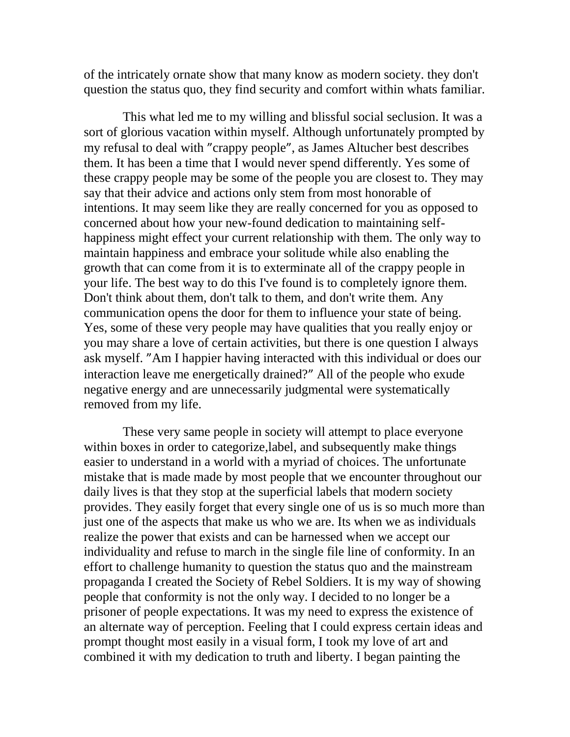of the intricately ornate show that many know as modern society. they don't question the status quo, they find security and comfort within whats familiar.

This what led me to my willing and blissful social seclusion. It was a sort of glorious vacation within myself. Although unfortunately prompted by my refusal to deal with "crappy people", as James Altucher best describes them. It has been a time that I would never spend differently. Yes some of these crappy people may be some of the people you are closest to. They may say that their advice and actions only stem from most honorable of intentions. It may seem like they are really concerned for you as opposed to concerned about how your new-found dedication to maintaining self-happiness might effect your current relationship with them. The only way to maintain happiness and embrace your solitude while also enabling the growth that can come from it is to exterminate all of the crappy people in your life. The best way to do this I've found is to completely ignore them. Don't think about them, don't talk to them, and don't write them. Any communication opens the door for them to influence your state of being. Yes, some of these very people may have qualities that you really enjoy or you may share a love of certain activities, but there is one question I always ask myself. "Am I happier having interacted with this individual or does our interaction leave me energetically drained?" All of the people who exude negative energy and are unnecessarily judgmental were systematically removed from my life.

These very same people in society will attempt to place everyone within boxes in order to categorize,label, and subsequently make things easier to understand in a world with a myriad of choices. The unfortunate mistake that is made made by most people that we encounter throughout our daily lives is that they stop at the superficial labels that modern society provides. They easily forget that every single one of us is so much more than just one of the aspects that make us who we are. Its when we as individuals realize the power that exists and can be harnessed when we accept our individuality and refuse to march in the single file line of conformity. In an effort to challenge humanity to question the status quo and the mainstream propaganda I created the Society of Rebel Soldiers. It is my way of showing people that conformity is not the only way. I decided to no longer be a prisoner of people expectations. It was my need to express the existence of an alternate way of perception. Feeling that I could express certain ideas and prompt thought most easily in a visual form, I took my love of art and combined it with my dedication to truth and liberty. I began painting the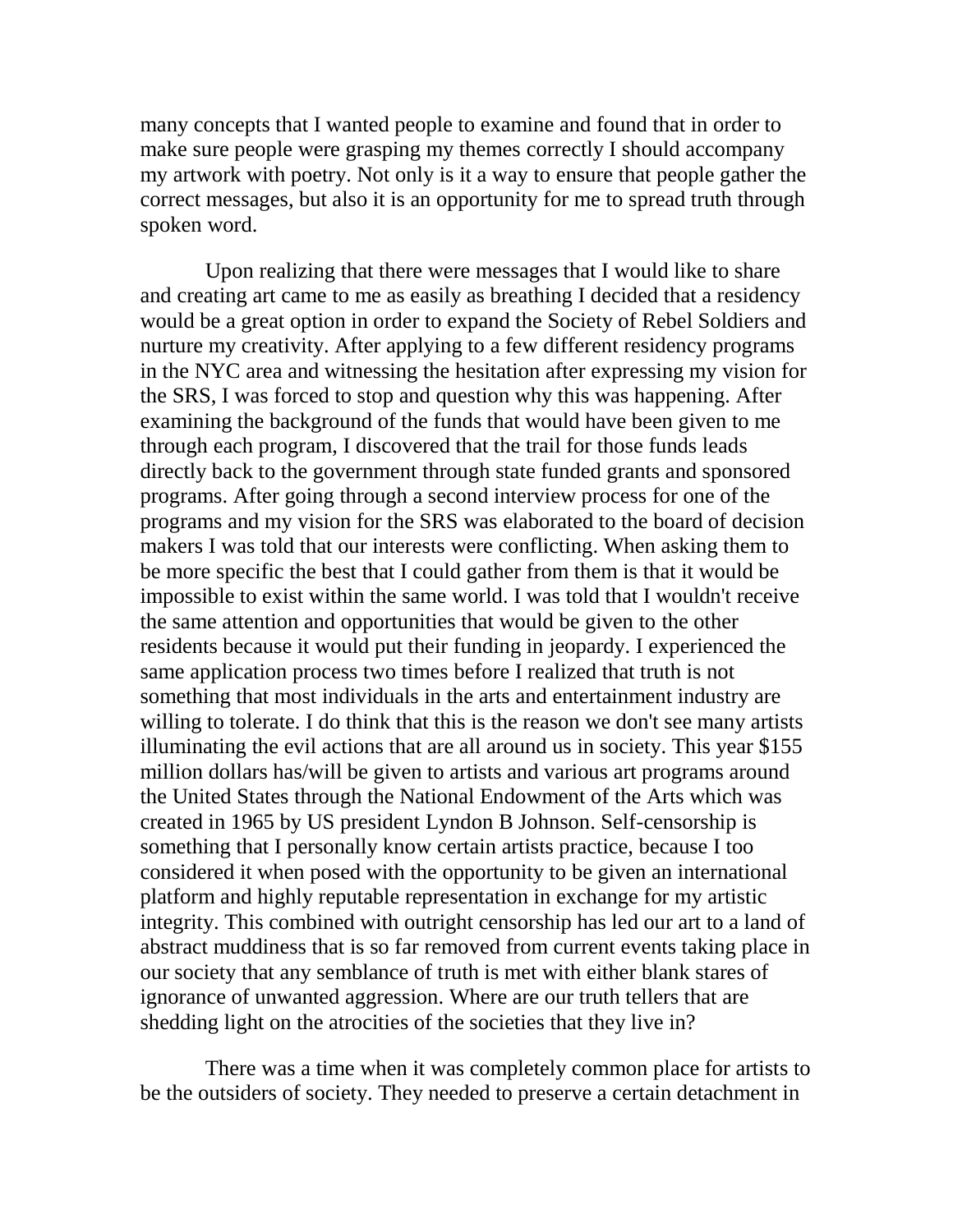many concepts that I wanted people to examine and found that in order to make sure people were grasping my themes correctly I should accompany my artwork with poetry. Not only is it a way to ensure that people gather the correct messages, but also it is an opportunity for me to spread truth through spoken word.

Upon realizing that there were messages that I would like to share and creating art came to me as easily as breathing I decided that a residency would be a great option in order to expand the Society of Rebel Soldiers and nurture my creativity. After applying to a few different residency programs in the NYC area and witnessing the hesitation after expressing my vision for the SRS, I was forced to stop and question why this was happening. After examining the background of the funds that would have been given to me through each program, I discovered that the trail for those funds leads directly back to the government through state funded grants and sponsored programs. After going through a second interview process for one of the programs and my vision for the SRS was elaborated to the board of decision makers I was told that our interests were conflicting. When asking them to be more specific the best that I could gather from them is that it would be impossible to exist within the same world. I was told that I wouldn't receive the same attention and opportunities that would be given to the other residents because it would put their funding in jeopardy. I experienced the same application process two times before I realized that truth is not something that most individuals in the arts and entertainment industry are willing to tolerate. I do think that this is the reason we don't see many artists illuminating the evil actions that are all around us in society. This year $155 million dollars has/will be given to artists and various art programs around the United States through the National Endowment of the Arts which was created in 1965 by US president Lyndon B Johnson. Self-censorship is something that I personally know certain artists practice, because I too considered it when posed with the opportunity to be given an international platform and highly reputable representation in exchange for my artistic integrity. This combined with outright censorship has led our art to a land of abstract muddiness that is so far removed from current events taking place in our society that any semblance of truth is met with either blank stares of ignorance of unwanted aggression. Where are our truth tellers that are shedding light on the atrocities of the societies that they live in?

There was a time when it was completely common place for artists to be the outsiders of society. They needed to preserve a certain detachment in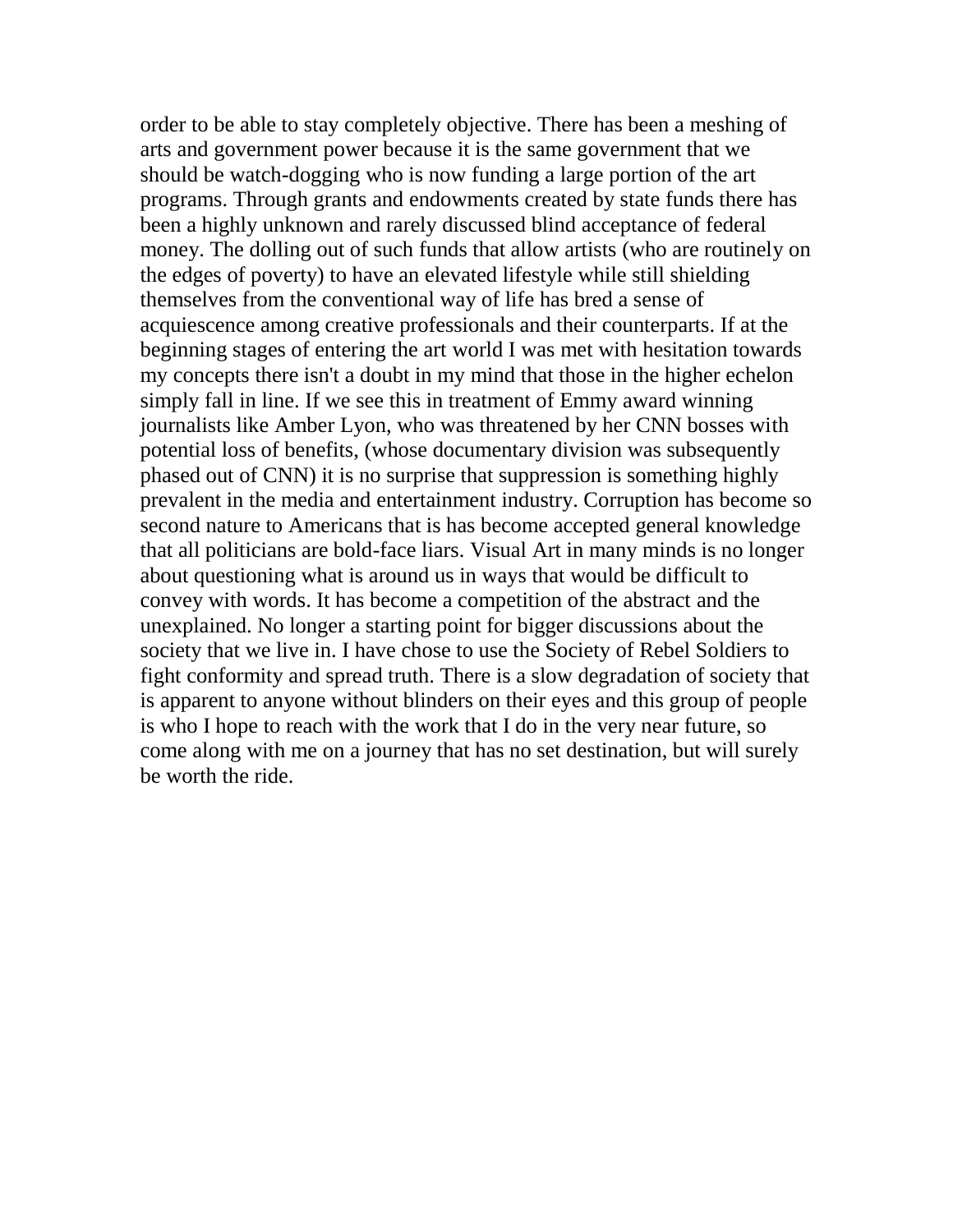order to be able to stay completely objective. There has been a meshing of arts and government power because it is the same government that we should be watch-dogging who is now funding a large portion of the art programs. Through grants and endowments created by state funds there has been a highly unknown and rarely discussed blind acceptance of federal money. The dolling out of such funds that allow artists (who are routinely on the edges of poverty) to have an elevated lifestyle while still shielding themselves from the conventional way of life has bred a sense of acquiescence among creative professionals and their counterparts. If at the beginning stages of entering the art world I was met with hesitation towards my concepts there isn't a doubt in my mind that those in the higher echelon simply fall in line. If we see this in treatment of Emmy award winning journalists like Amber Lyon, who was threatened by her CNN bosses with potential loss of benefits, (whose documentary division was subsequently phased out of CNN) it is no surprise that suppression is something highly prevalent in the media and entertainment industry. Corruption has become so second nature to Americans that is has become accepted general knowledge that all politicians are bold-face liars. Visual Art in many minds is no longer about questioning what is around us in ways that would be difficult to convey with words. It has become a competition of the abstract and the unexplained. No longer a starting point for bigger discussions about the society that we live in. I have chose to use the Society of Rebel Soldiers to fight conformity and spread truth. There is a slow degradation of society that is apparent to anyone without blinders on their eyes and this group of people is who I hope to reach with the work that I do in the very near future, so come along with me on a journey that has no set destination, but will surely be worth the ride.